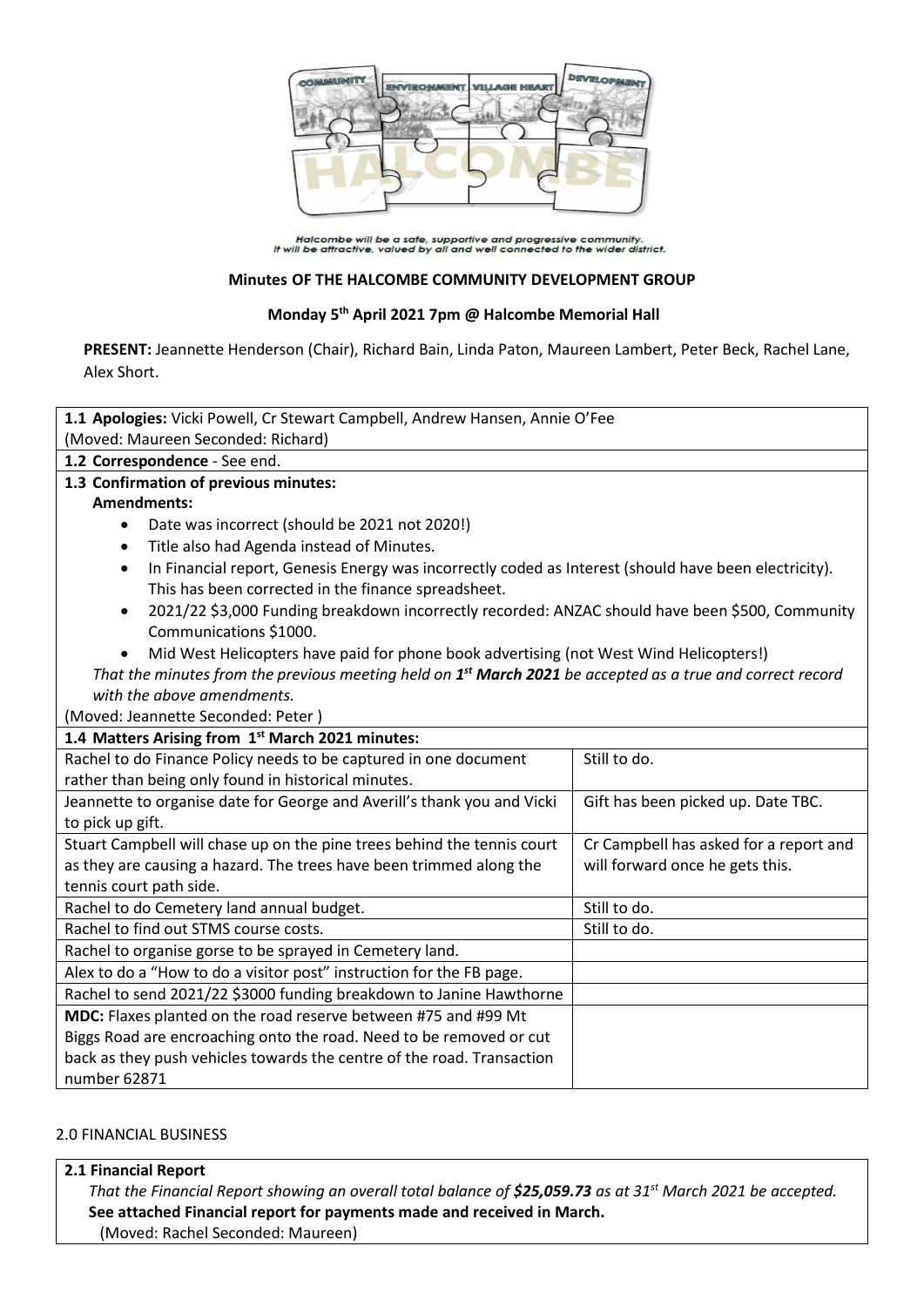Halcombe will be a safe, supportive and progressive community.
It will be attractive, valued by all and well connected to the wider district.

**Minutes OF THE HALCOMBE COMMUNITY DEVELOPMENT GROUP**

**Monday 5th April 2021 7pm @ Halcombe Memorial Hall**

**PRESENT:** Jeannette Henderson (Chair), Richard Bain, Linda Paton, Maureen Lambert, Peter Beck, Rachel Lane, Alex Short.

**1.1 Apologies:** Vicki Powell, Cr Stewart Campbell, Andrew Hansen, Annie O'Fee
(Moved: Maureen Seconded: Richard)

**1.2 Correspondence** - See end.

**1.3 Confirmation of previous minutes:**

**Amendments:**

- Date was incorrect (should be 2021 not 2020!)
- Title also had Agenda instead of Minutes.
- In Financial report, Genesis Energy was incorrectly coded as Interest (should have been electricity). This has been corrected in the finance spreadsheet.
- 2021/22 $3,000 Funding breakdown incorrectly recorded: ANZAC should have been $500, Community Communications $1000.
- Mid West Helicopters have paid for phone book advertising (not West Wind Helicopters!)

*That the minutes from the previous meeting held on **1st March 2021** be accepted as a true and correct record with the above amendments.*

(Moved: Jeannette Seconded: Peter )

**1.4 Matters Arising from 1st March 2021 minutes:**

| | |
|---|---|
| Rachel to do Finance Policy needs to be captured in one document rather than being only found in historical minutes. | Still to do. |
| Jeannette to organise date for George and Averill's thank you and Vicki to pick up gift. | Gift has been picked up. Date TBC. |
| Stuart Campbell will chase up on the pine trees behind the tennis court as they are causing a hazard. The trees have been trimmed along the tennis court path side. | Cr Campbell has asked for a report and will forward once he gets this. |
| Rachel to do Cemetery land annual budget. | Still to do. |
| Rachel to find out STMS course costs. | Still to do. |
| Rachel to organise gorse to be sprayed in Cemetery land. | |
| Alex to do a "How to do a visitor post" instruction for the FB page. | |
| Rachel to send 2021/22 $3000 funding breakdown to Janine Hawthorne | |
| **MDC:** Flaxes planted on the road reserve between #75 and #99 Mt Biggs Road are encroaching onto the road. Need to be removed or cut back as they push vehicles towards the centre of the road. Transaction number 62871 | |

## 2.0 FINANCIAL BUSINESS

**2.1 Financial Report**

*That the Financial Report showing an overall total balance of **$25,059.73** as at 31st March 2021 be accepted.*

**See attached Financial report for payments made and received in March.**

(Moved: Rachel Seconded: Maureen)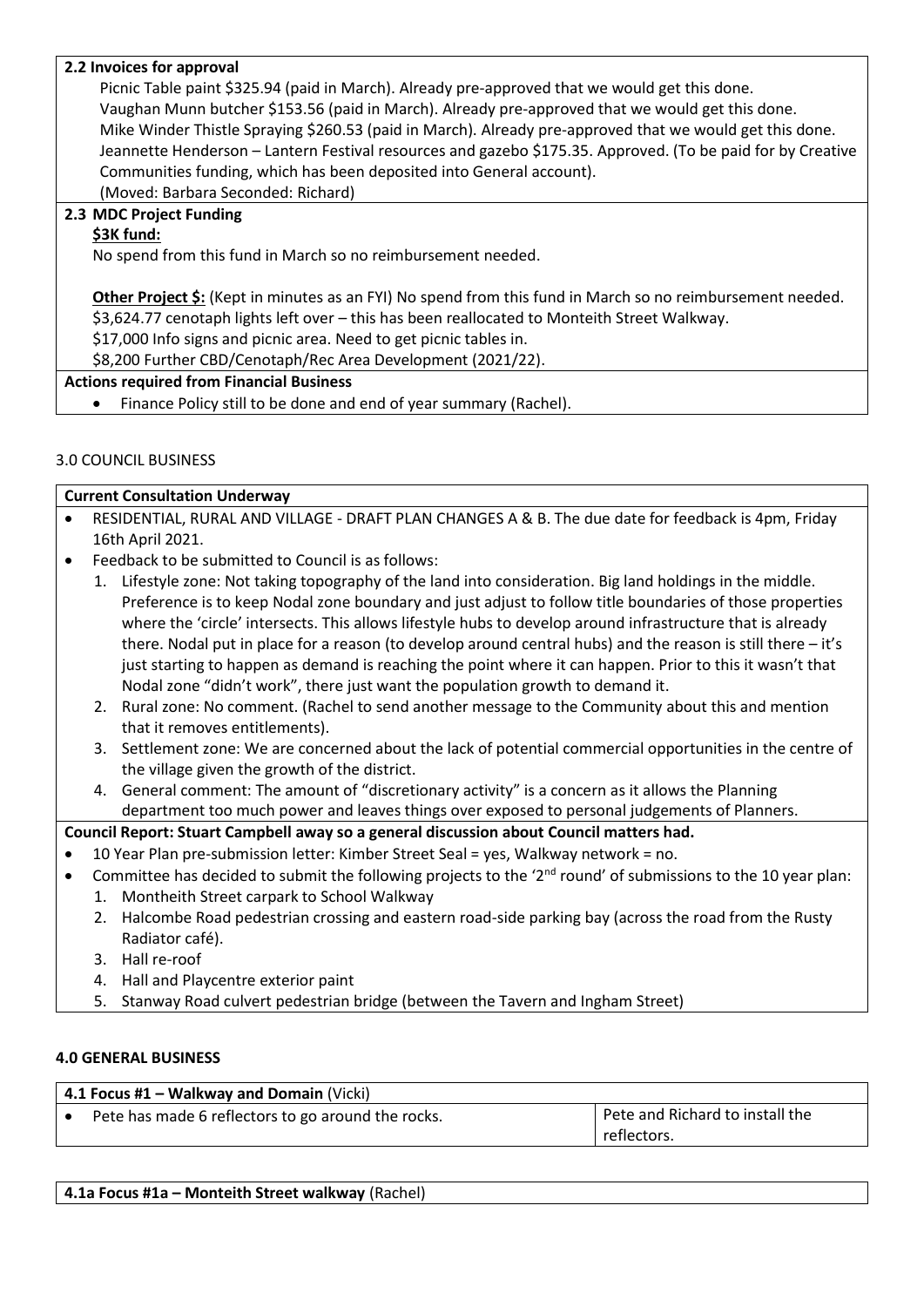**2.2 Invoices for approval**

Picnic Table paint $325.94 (paid in March). Already pre-approved that we would get this done.
Vaughan Munn butcher $153.56 (paid in March). Already pre-approved that we would get this done.
Mike Winder Thistle Spraying $260.53 (paid in March). Already pre-approved that we would get this done.
Jeannette Henderson – Lantern Festival resources and gazebo $175.35. Approved. (To be paid for by Creative Communities funding, which has been deposited into General account).
(Moved: Barbara Seconded: Richard)

**2.3 MDC Project Funding**

**$3K fund:**

No spend from this fund in March so no reimbursement needed.

**Other Project $:** (Kept in minutes as an FYI) No spend from this fund in March so no reimbursement needed.
$3,624.77 cenotaph lights left over – this has been reallocated to Monteith Street Walkway.
$17,000 Info signs and picnic area. Need to get picnic tables in.
$8,200 Further CBD/Cenotaph/Rec Area Development (2021/22).

**Actions required from Financial Business**

- Finance Policy still to be done and end of year summary (Rachel).

3.0 COUNCIL BUSINESS

**Current Consultation Underway**

- RESIDENTIAL, RURAL AND VILLAGE - DRAFT PLAN CHANGES A & B. The due date for feedback is 4pm, Friday 16th April 2021.
- Feedback to be submitted to Council is as follows:
  1. Lifestyle zone: Not taking topography of the land into consideration. Big land holdings in the middle. Preference is to keep Nodal zone boundary and just adjust to follow title boundaries of those properties where the 'circle' intersects. This allows lifestyle hubs to develop around infrastructure that is already there. Nodal put in place for a reason (to develop around central hubs) and the reason is still there – it's just starting to happen as demand is reaching the point where it can happen. Prior to this it wasn't that Nodal zone "didn't work", there just want the population growth to demand it.
  2. Rural zone: No comment. (Rachel to send another message to the Community about this and mention that it removes entitlements).
  3. Settlement zone: We are concerned about the lack of potential commercial opportunities in the centre of the village given the growth of the district.
  4. General comment: The amount of "discretionary activity" is a concern as it allows the Planning department too much power and leaves things over exposed to personal judgements of Planners.

**Council Report: Stuart Campbell away so a general discussion about Council matters had.**

- 10 Year Plan pre-submission letter: Kimber Street Seal = yes, Walkway network = no.
- Committee has decided to submit the following projects to the '2nd round' of submissions to the 10 year plan:
  1. Montheith Street carpark to School Walkway
  2. Halcombe Road pedestrian crossing and eastern road-side parking bay (across the road from the Rusty Radiator café).
  3. Hall re-roof
  4. Hall and Playcentre exterior paint
  5. Stanway Road culvert pedestrian bridge (between the Tavern and Ingham Street)

**4.0 GENERAL BUSINESS**

| **4.1 Focus #1 – Walkway and Domain** (Vicki) | |
|---|---|
| • Pete has made 6 reflectors to go around the rocks. | Pete and Richard to install the reflectors. |

**4.1a Focus #1a – Monteith Street walkway** (Rachel)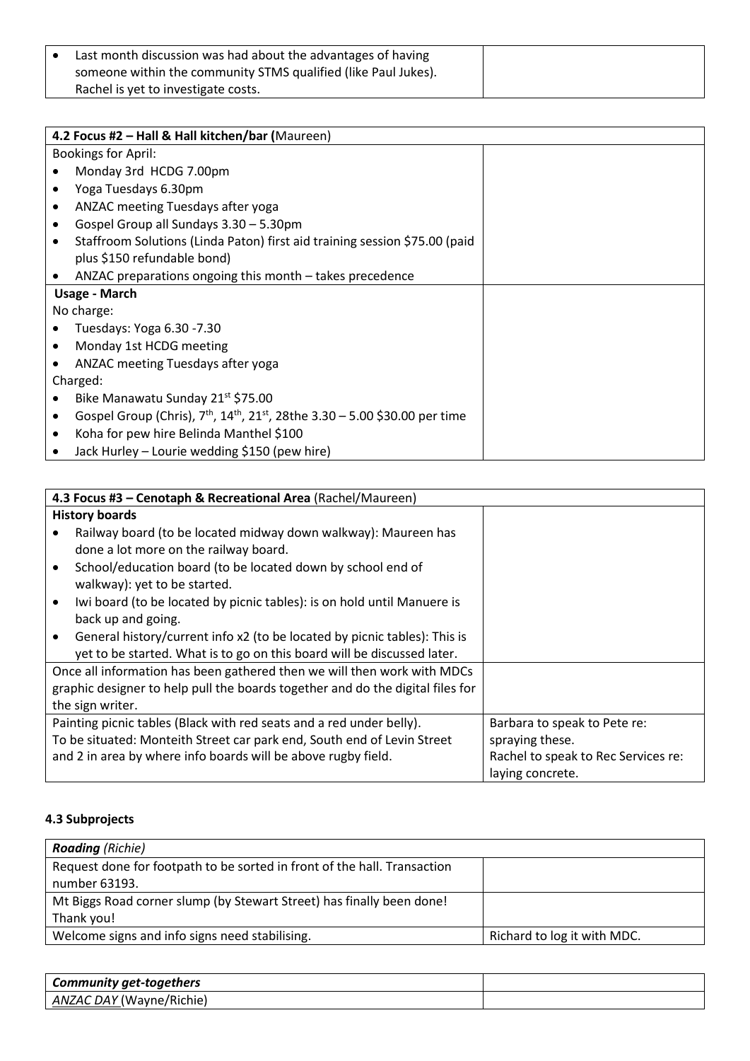| | |
|---|---|
| • Last month discussion was had about the advantages of having someone within the community STMS qualified (like Paul Jukes). Rachel is yet to investigate costs. | |

| **4.2 Focus #2 – Hall & Hall kitchen/bar (**Maureen) | |
|---|---|
| Bookings for April:<br>• Monday 3rd HCDG 7.00pm<br>• Yoga Tuesdays 6.30pm<br>• ANZAC meeting Tuesdays after yoga<br>• Gospel Group all Sundays 3.30 – 5.30pm<br>• Staffroom Solutions (Linda Paton) first aid training session $75.00 (paid plus $150 refundable bond)<br>• ANZAC preparations ongoing this month – takes precedence | |
| **Usage - March**<br>No charge:<br>• Tuesdays: Yoga 6.30 -7.30<br>• Monday 1st HCDG meeting<br>• ANZAC meeting Tuesdays after yoga<br>Charged:<br>• Bike Manawatu Sunday 21st $75.00<br>• Gospel Group (Chris), 7th, 14th, 21st, 28the 3.30 – 5.00 $30.00 per time<br>• Koha for pew hire Belinda Manthel $100<br>• Jack Hurley – Lourie wedding $150 (pew hire) | |

| **4.3 Focus #3 – Cenotaph & Recreational Area** (Rachel/Maureen) | |
|---|---|
| **History boards**<br>• Railway board (to be located midway down walkway): Maureen has done a lot more on the railway board.<br>• School/education board (to be located down by school end of walkway): yet to be started.<br>• Iwi board (to be located by picnic tables): is on hold until Manuere is back up and going.<br>• General history/current info x2 (to be located by picnic tables): This is yet to be started. What is to go on this board will be discussed later. | |
| Once all information has been gathered then we will then work with MDCs graphic designer to help pull the boards together and do the digital files for the sign writer. | |
| Painting picnic tables (Black with red seats and a red under belly).<br>To be situated: Monteith Street car park end, South end of Levin Street and 2 in area by where info boards will be above rugby field. | Barbara to speak to Pete re: spraying these.<br>Rachel to speak to Rec Services re: laying concrete. |

### 4.3 Subprojects

| ***Roading*** *(Richie)* | |
|---|---|
| Request done for footpath to be sorted in front of the hall. Transaction number 63193. | |
| Mt Biggs Road corner slump (by Stewart Street) has finally been done! Thank you! | |
| Welcome signs and info signs need stabilising. | Richard to log it with MDC. |

| ***Community get-togethers*** | |
|---|---|
| *ANZAC DAY* (Wayne/Richie) | |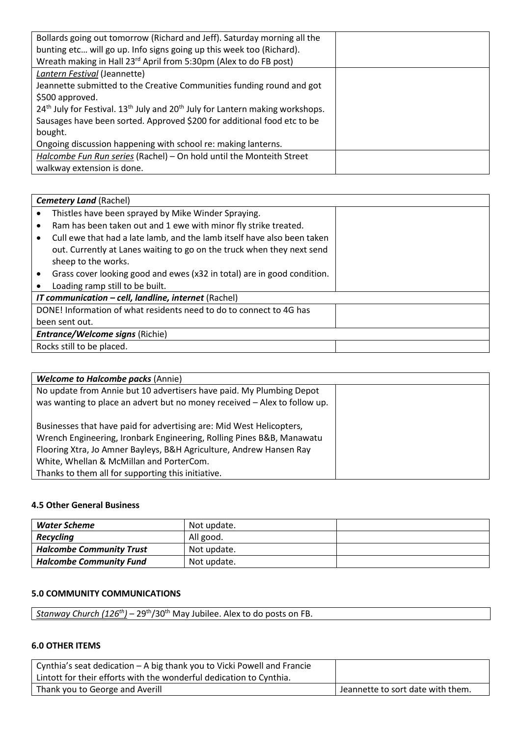| | |
|---|---|
| Bollards going out tomorrow (Richard and Jeff). Saturday morning all the bunting etc… will go up. Info signs going up this week too (Richard). Wreath making in Hall 23rd April from 5:30pm (Alex to do FB post) | |
| *Lantern Festival* (Jeannette)<br>Jeannette submitted to the Creative Communities funding round and got $500 approved.<br>24th July for Festival. 13th July and 20th July for Lantern making workshops. Sausages have been sorted. Approved $200 for additional food etc to be bought.<br>Ongoing discussion happening with school re: making lanterns. | |
| *Halcombe Fun Run series* (Rachel) – On hold until the Monteith Street walkway extension is done. | |

| ***Cemetery Land*** (Rachel) | |
|---|---|
| • Thistles have been sprayed by Mike Winder Spraying.<br>• Ram has been taken out and 1 ewe with minor fly strike treated.<br>• Cull ewe that had a late lamb, and the lamb itself have also been taken out. Currently at Lanes waiting to go on the truck when they next send sheep to the works.<br>• Grass cover looking good and ewes (x32 in total) are in good condition.<br>• Loading ramp still to be built. | |
| ***IT communication – cell, landline, internet*** (Rachel) | |
| DONE! Information of what residents need to do to connect to 4G has been sent out. | |
| ***Entrance/Welcome signs*** (Richie) | |
| Rocks still to be placed. | |

| ***Welcome to Halcombe packs*** (Annie) | |
|---|---|
| No update from Annie but 10 advertisers have paid. My Plumbing Depot was wanting to place an advert but no money received – Alex to follow up.<br><br>Businesses that have paid for advertising are: Mid West Helicopters, Wrench Engineering, Ironbark Engineering, Rolling Pines B&B, Manawatu Flooring Xtra, Jo Amner Bayleys, B&H Agriculture, Andrew Hansen Ray White, Whellan & McMillan and PorterCom.<br>Thanks to them all for supporting this initiative. | |

#### 4.5 Other General Business

| | | |
|---|---|---|
| ***Water Scheme*** | Not update. | |
| ***Recycling*** | All good. | |
| ***Halcombe Community Trust*** | Not update. | |
| ***Halcombe Community Fund*** | Not update. | |

#### 5.0 COMMUNITY COMMUNICATIONS

| |
|---|
| *Stanway Church (126th)* – 29th/30th May Jubilee. Alex to do posts on FB. |

#### 6.0 OTHER ITEMS

| | |
|---|---|
| Cynthia's seat dedication – A big thank you to Vicki Powell and Francie Lintott for their efforts with the wonderful dedication to Cynthia. | |
| Thank you to George and Averill | Jeannette to sort date with them. |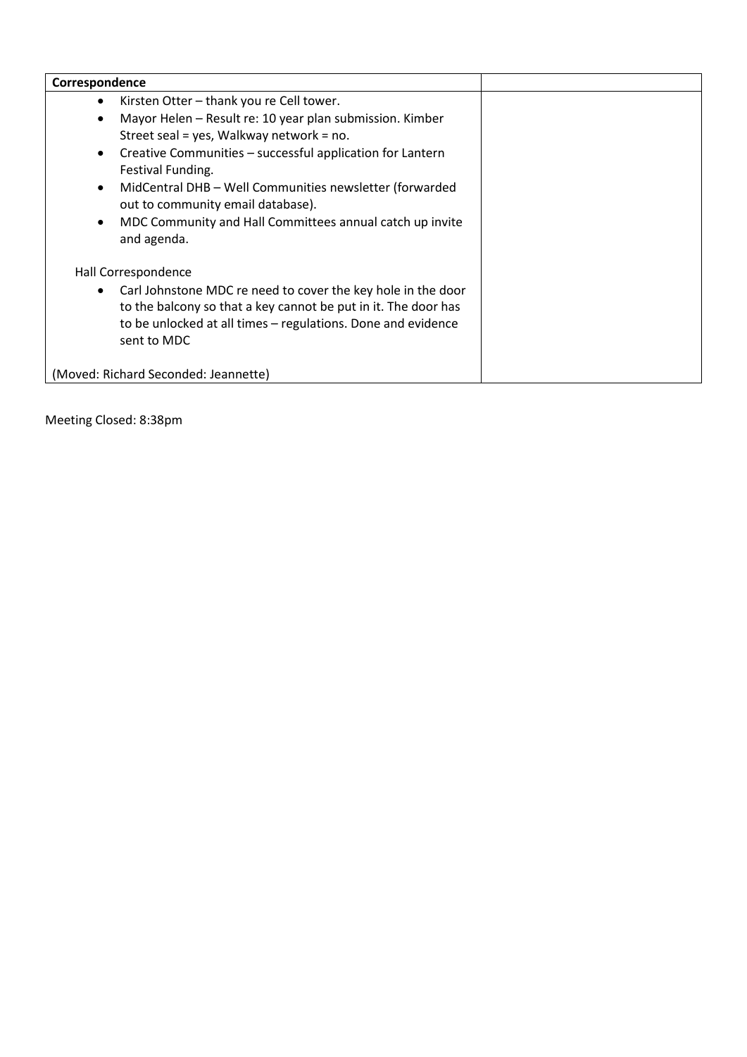| Correspondence | |
|---|---|
| • Kirsten Otter – thank you re Cell tower.<br>• Mayor Helen – Result re: 10 year plan submission. Kimber Street seal = yes, Walkway network = no.<br>• Creative Communities – successful application for Lantern Festival Funding.<br>• MidCentral DHB – Well Communities newsletter (forwarded out to community email database).<br>• MDC Community and Hall Committees annual catch up invite and agenda.<br><br>Hall Correspondence<br>• Carl Johnstone MDC re need to cover the key hole in the door to the balcony so that a key cannot be put in it. The door has to be unlocked at all times – regulations. Done and evidence sent to MDC<br><br>(Moved: Richard Seconded: Jeannette) | |

Meeting Closed: 8:38pm